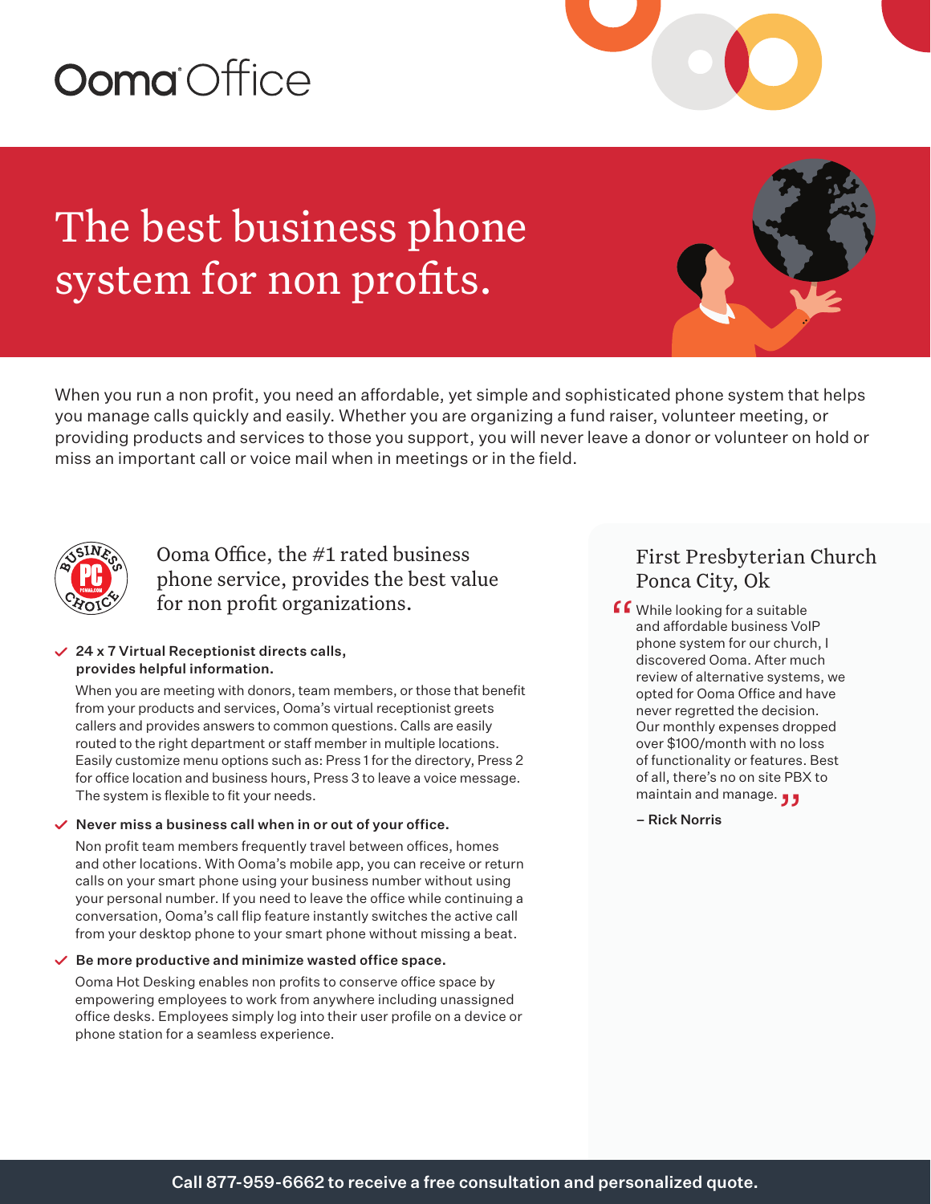Ooma Office

# The best business phone system for non profits.

When you run a non profit, you need an affordable, yet simple and sophisticated phone system that helps you manage calls quickly and easily. Whether you are organizing a fund raiser, volunteer meeting, or providing products and services to those you support, you will never leave a donor or volunteer on hold or miss an important call or voice mail when in meetings or in the field.

## Ooma Office, the #1 rated business phone service, provides the best value for non profit organizations.

- **24 x 7 Virtual Receptionist directs calls, provides helpful information.**

  When you are meeting with donors, team members, or those that benefit from your products and services, Ooma's virtual receptionist greets callers and provides answers to common questions. Calls are easily routed to the right department or staff member in multiple locations. Easily customize menu options such as: Press 1 for the directory, Press 2 for office location and business hours, Press 3 to leave a voice message. The system is flexible to fit your needs.

- **Never miss a business call when in or out of your office.**

  Non profit team members frequently travel between offices, homes and other locations. With Ooma's mobile app, you can receive or return calls on your smart phone using your business number without using your personal number. If you need to leave the office while continuing a conversation, Ooma's call flip feature instantly switches the active call from your desktop phone to your smart phone without missing a beat.

- **Be more productive and minimize wasted office space.**

  Ooma Hot Desking enables non profits to conserve office space by empowering employees to work from anywhere including unassigned office desks. Employees simply log into their user profile on a device or phone station for a seamless experience.

### First Presbyterian Church Ponca City, Ok

> "While looking for a suitable and affordable business VoIP phone system for our church, I discovered Ooma. After much review of alternative systems, we opted for Ooma Office and have never regretted the decision. Our monthly expenses dropped over $100/month with no loss of functionality or features. Best of all, there's no on site PBX to maintain and manage."
>
> **– Rick Norris**

**Call 877-959-6662 to receive a free consultation and personalized quote.**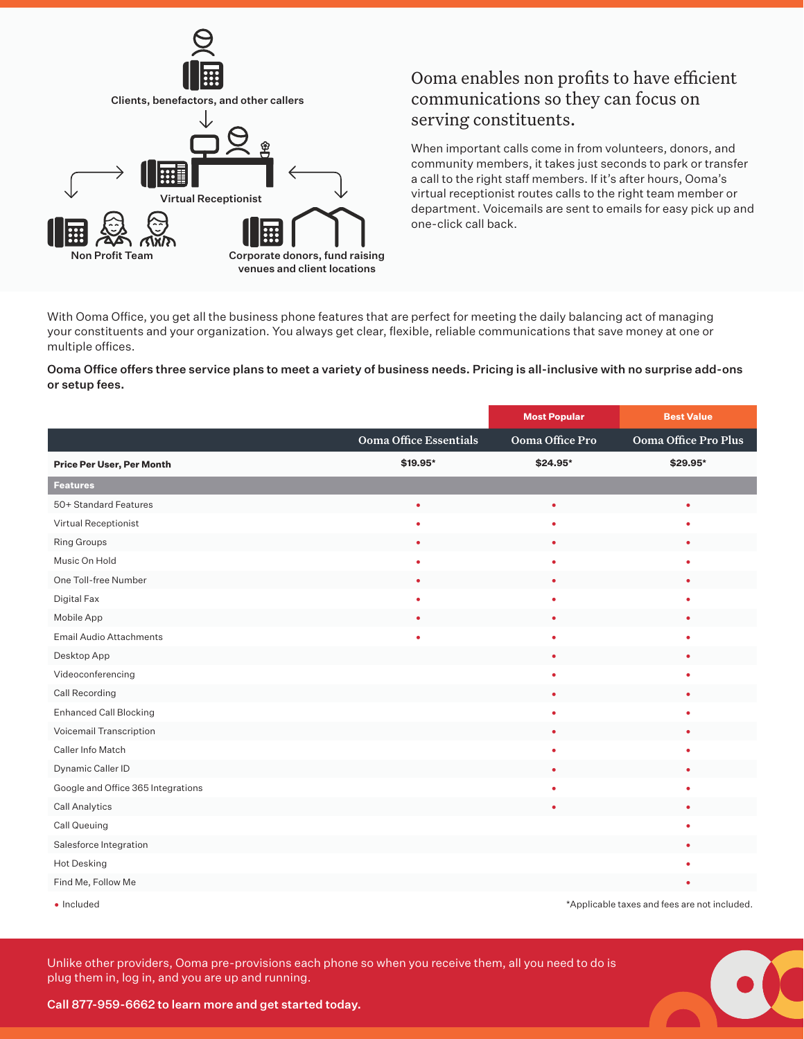Clients, benefactors, and other callers

Virtual Receptionist

Non Profit Team

Corporate donors, fund raising venues and client locations

## Ooma enables non profits to have efficient communications so they can focus on serving constituents.

When important calls come in from volunteers, donors, and community members, it takes just seconds to park or transfer a call to the right staff members. If it's after hours, Ooma's virtual receptionist routes calls to the right team member or department. Voicemails are sent to emails for easy pick up and one-click call back.

With Ooma Office, you get all the business phone features that are perfect for meeting the daily balancing act of managing your constituents and your organization. You always get clear, flexible, reliable communications that save money at one or multiple offices.

**Ooma Office offers three service plans to meet a variety of business needs. Pricing is all-inclusive with no surprise add-ons or setup fees.**

| | | Most Popular | Best Value |
|---|---|---|---|
| | **Ooma Office Essentials** | **Ooma Office Pro** | **Ooma Office Pro Plus** |
| **Price Per User, Per Month** | **$19.95*** | **$24.95*** | **$29.95*** |
| **Features** | | | |
| 50+ Standard Features | • | • | • |
| Virtual Receptionist | • | • | • |
| Ring Groups | • | • | • |
| Music On Hold | • | • | • |
| One Toll-free Number | • | • | • |
| Digital Fax | • | • | • |
| Mobile App | • | • | • |
| Email Audio Attachments | • | • | • |
| Desktop App | | • | • |
| Videoconferencing | | • | • |
| Call Recording | | • | • |
| Enhanced Call Blocking | | • | • |
| Voicemail Transcription | | • | • |
| Caller Info Match | | • | • |
| Dynamic Caller ID | | • | • |
| Google and Office 365 Integrations | | • | • |
| Call Analytics | | • | • |
| Call Queuing | | | • |
| Salesforce Integration | | | • |
| Hot Desking | | | • |
| Find Me, Follow Me | | | • |

• Included

*Applicable taxes and fees are not included.

Unlike other providers, Ooma pre-provisions each phone so when you receive them, all you need to do is plug them in, log in, and you are up and running.

**Call 877-959-6662 to learn more and get started today.**